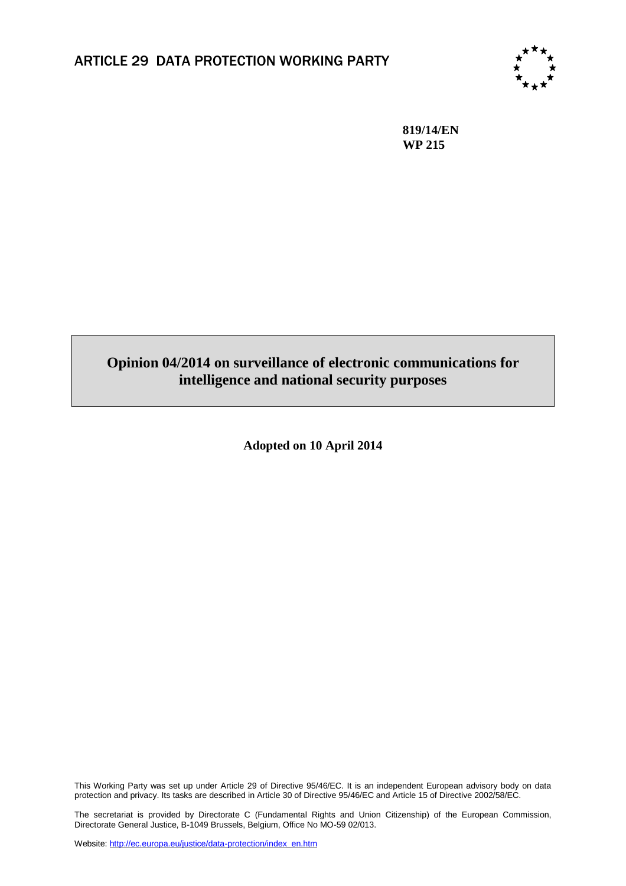# ARTICLE 29 DATA PROTECTION WORKING PARTY

**819/14/EN**
**WP 215**

## Opinion 04/2014 on surveillance of electronic communications for intelligence and national security purposes

**Adopted on 10 April 2014**

This Working Party was set up under Article 29 of Directive 95/46/EC. It is an independent European advisory body on data protection and privacy. Its tasks are described in Article 30 of Directive 95/46/EC and Article 15 of Directive 2002/58/EC.

The secretariat is provided by Directorate C (Fundamental Rights and Union Citizenship) of the European Commission, Directorate General Justice, B-1049 Brussels, Belgium, Office No MO-59 02/013.

Website: [http://ec.europa.eu/justice/data-protection/index_en.htm](http://ec.europa.eu/justice/data-protection/index_en.htm)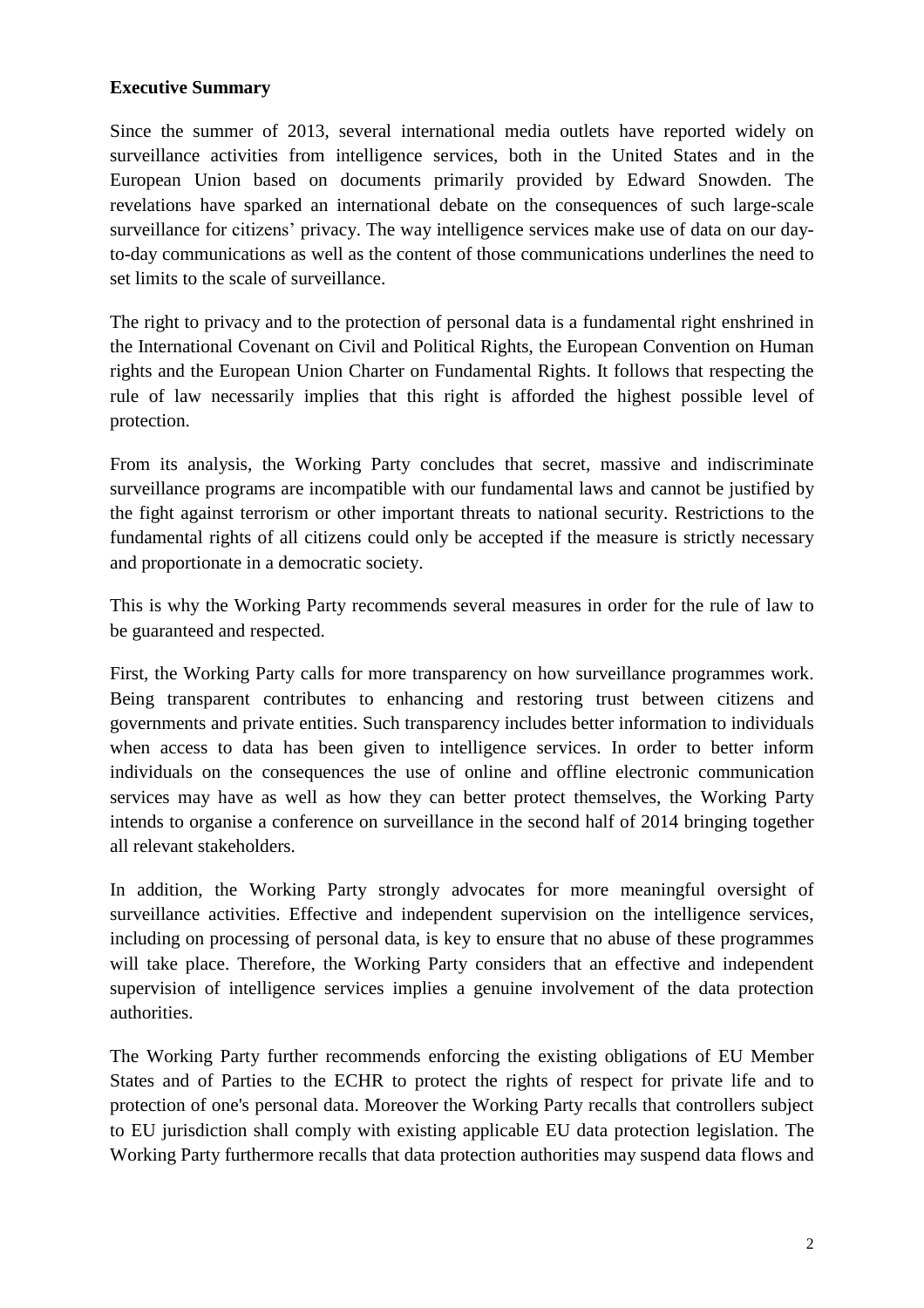**Executive Summary**

Since the summer of 2013, several international media outlets have reported widely on surveillance activities from intelligence services, both in the United States and in the European Union based on documents primarily provided by Edward Snowden. The revelations have sparked an international debate on the consequences of such large-scale surveillance for citizens' privacy. The way intelligence services make use of data on our day-to-day communications as well as the content of those communications underlines the need to set limits to the scale of surveillance.

The right to privacy and to the protection of personal data is a fundamental right enshrined in the International Covenant on Civil and Political Rights, the European Convention on Human rights and the European Union Charter on Fundamental Rights. It follows that respecting the rule of law necessarily implies that this right is afforded the highest possible level of protection.

From its analysis, the Working Party concludes that secret, massive and indiscriminate surveillance programs are incompatible with our fundamental laws and cannot be justified by the fight against terrorism or other important threats to national security. Restrictions to the fundamental rights of all citizens could only be accepted if the measure is strictly necessary and proportionate in a democratic society.

This is why the Working Party recommends several measures in order for the rule of law to be guaranteed and respected.

First, the Working Party calls for more transparency on how surveillance programmes work. Being transparent contributes to enhancing and restoring trust between citizens and governments and private entities. Such transparency includes better information to individuals when access to data has been given to intelligence services. In order to better inform individuals on the consequences the use of online and offline electronic communication services may have as well as how they can better protect themselves, the Working Party intends to organise a conference on surveillance in the second half of 2014 bringing together all relevant stakeholders.

In addition, the Working Party strongly advocates for more meaningful oversight of surveillance activities. Effective and independent supervision on the intelligence services, including on processing of personal data, is key to ensure that no abuse of these programmes will take place. Therefore, the Working Party considers that an effective and independent supervision of intelligence services implies a genuine involvement of the data protection authorities.

The Working Party further recommends enforcing the existing obligations of EU Member States and of Parties to the ECHR to protect the rights of respect for private life and to protection of one's personal data. Moreover the Working Party recalls that controllers subject to EU jurisdiction shall comply with existing applicable EU data protection legislation. The Working Party furthermore recalls that data protection authorities may suspend data flows and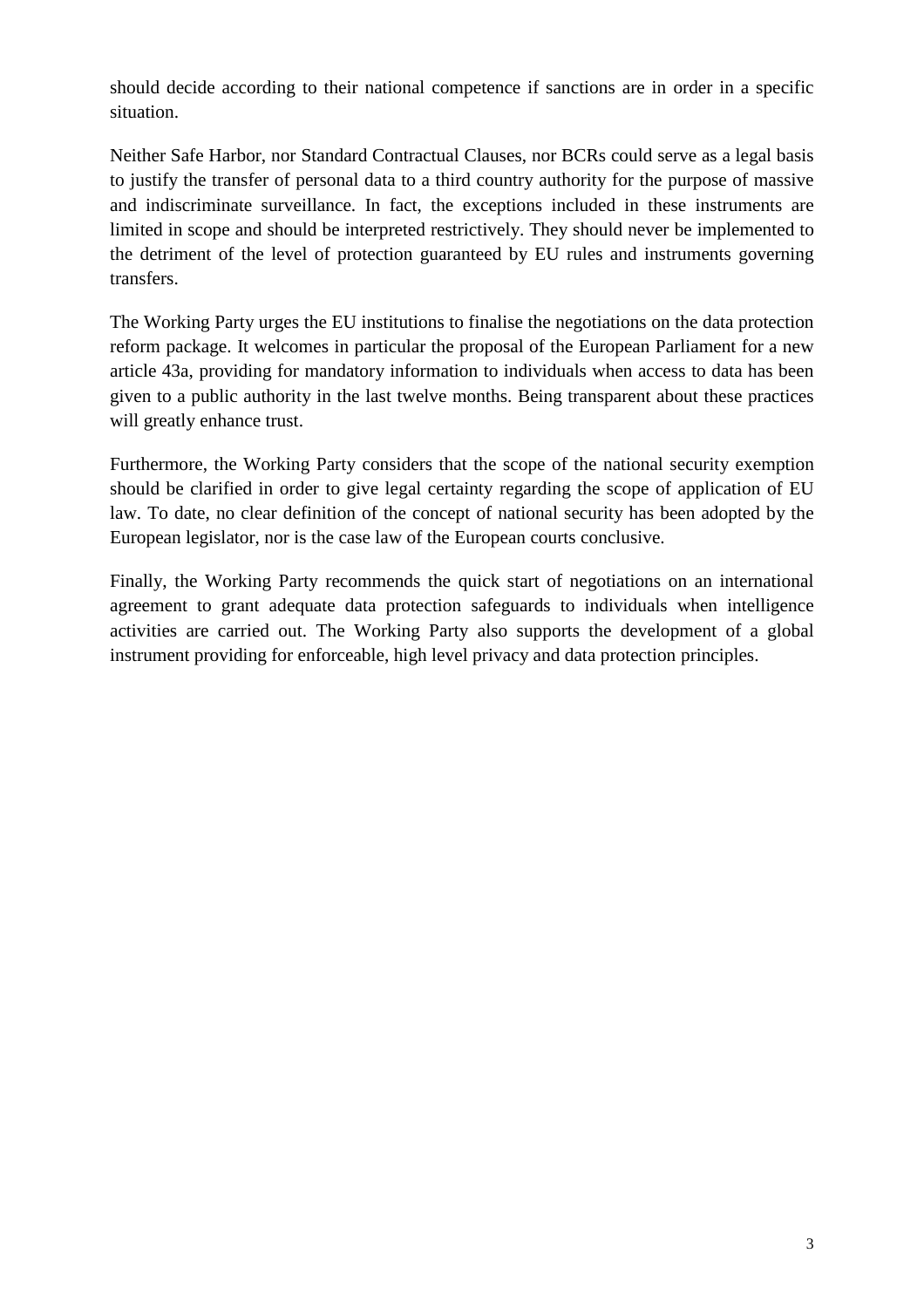should decide according to their national competence if sanctions are in order in a specific situation.

Neither Safe Harbor, nor Standard Contractual Clauses, nor BCRs could serve as a legal basis to justify the transfer of personal data to a third country authority for the purpose of massive and indiscriminate surveillance. In fact, the exceptions included in these instruments are limited in scope and should be interpreted restrictively. They should never be implemented to the detriment of the level of protection guaranteed by EU rules and instruments governing transfers.

The Working Party urges the EU institutions to finalise the negotiations on the data protection reform package. It welcomes in particular the proposal of the European Parliament for a new article 43a, providing for mandatory information to individuals when access to data has been given to a public authority in the last twelve months. Being transparent about these practices will greatly enhance trust.

Furthermore, the Working Party considers that the scope of the national security exemption should be clarified in order to give legal certainty regarding the scope of application of EU law. To date, no clear definition of the concept of national security has been adopted by the European legislator, nor is the case law of the European courts conclusive.

Finally, the Working Party recommends the quick start of negotiations on an international agreement to grant adequate data protection safeguards to individuals when intelligence activities are carried out. The Working Party also supports the development of a global instrument providing for enforceable, high level privacy and data protection principles.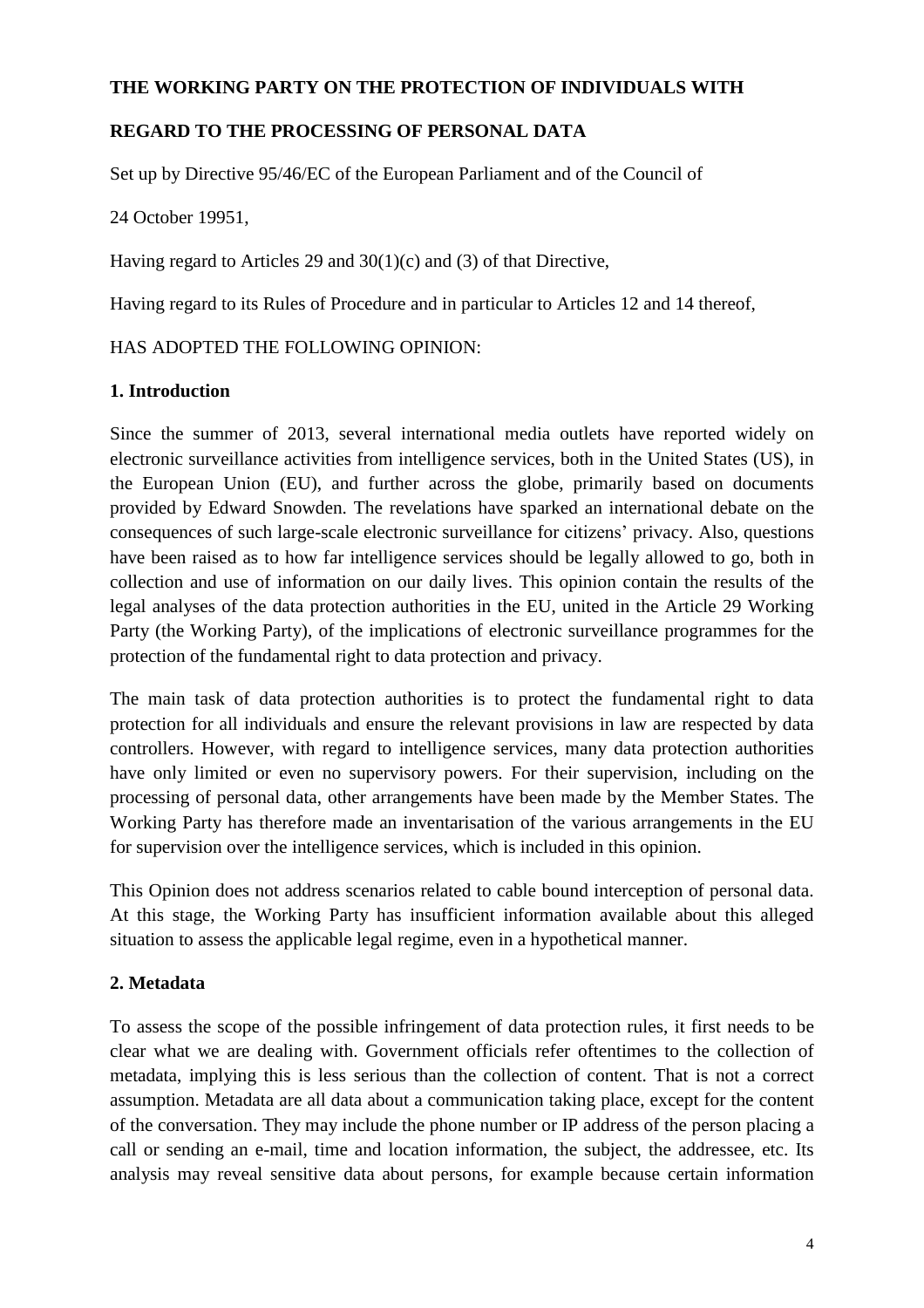**THE WORKING PARTY ON THE PROTECTION OF INDIVIDUALS WITH**

**REGARD TO THE PROCESSING OF PERSONAL DATA**

Set up by Directive 95/46/EC of the European Parliament and of the Council of

24 October 1995[1],

Having regard to Articles 29 and 30(1)(c) and (3) of that Directive,

Having regard to its Rules of Procedure and in particular to Articles 12 and 14 thereof,

HAS ADOPTED THE FOLLOWING OPINION:

## 1. Introduction

Since the summer of 2013, several international media outlets have reported widely on electronic surveillance activities from intelligence services, both in the United States (US), in the European Union (EU), and further across the globe, primarily based on documents provided by Edward Snowden. The revelations have sparked an international debate on the consequences of such large-scale electronic surveillance for citizens' privacy. Also, questions have been raised as to how far intelligence services should be legally allowed to go, both in collection and use of information on our daily lives. This opinion contain the results of the legal analyses of the data protection authorities in the EU, united in the Article 29 Working Party (the Working Party), of the implications of electronic surveillance programmes for the protection of the fundamental right to data protection and privacy.

The main task of data protection authorities is to protect the fundamental right to data protection for all individuals and ensure the relevant provisions in law are respected by data controllers. However, with regard to intelligence services, many data protection authorities have only limited or even no supervisory powers. For their supervision, including on the processing of personal data, other arrangements have been made by the Member States. The Working Party has therefore made an inventarisation of the various arrangements in the EU for supervision over the intelligence services, which is included in this opinion.

This Opinion does not address scenarios related to cable bound interception of personal data. At this stage, the Working Party has insufficient information available about this alleged situation to assess the applicable legal regime, even in a hypothetical manner.

## 2. Metadata

To assess the scope of the possible infringement of data protection rules, it first needs to be clear what we are dealing with. Government officials refer oftentimes to the collection of metadata, implying this is less serious than the collection of content. That is not a correct assumption. Metadata are all data about a communication taking place, except for the content of the conversation. They may include the phone number or IP address of the person placing a call or sending an e-mail, time and location information, the subject, the addressee, etc. Its analysis may reveal sensitive data about persons, for example because certain information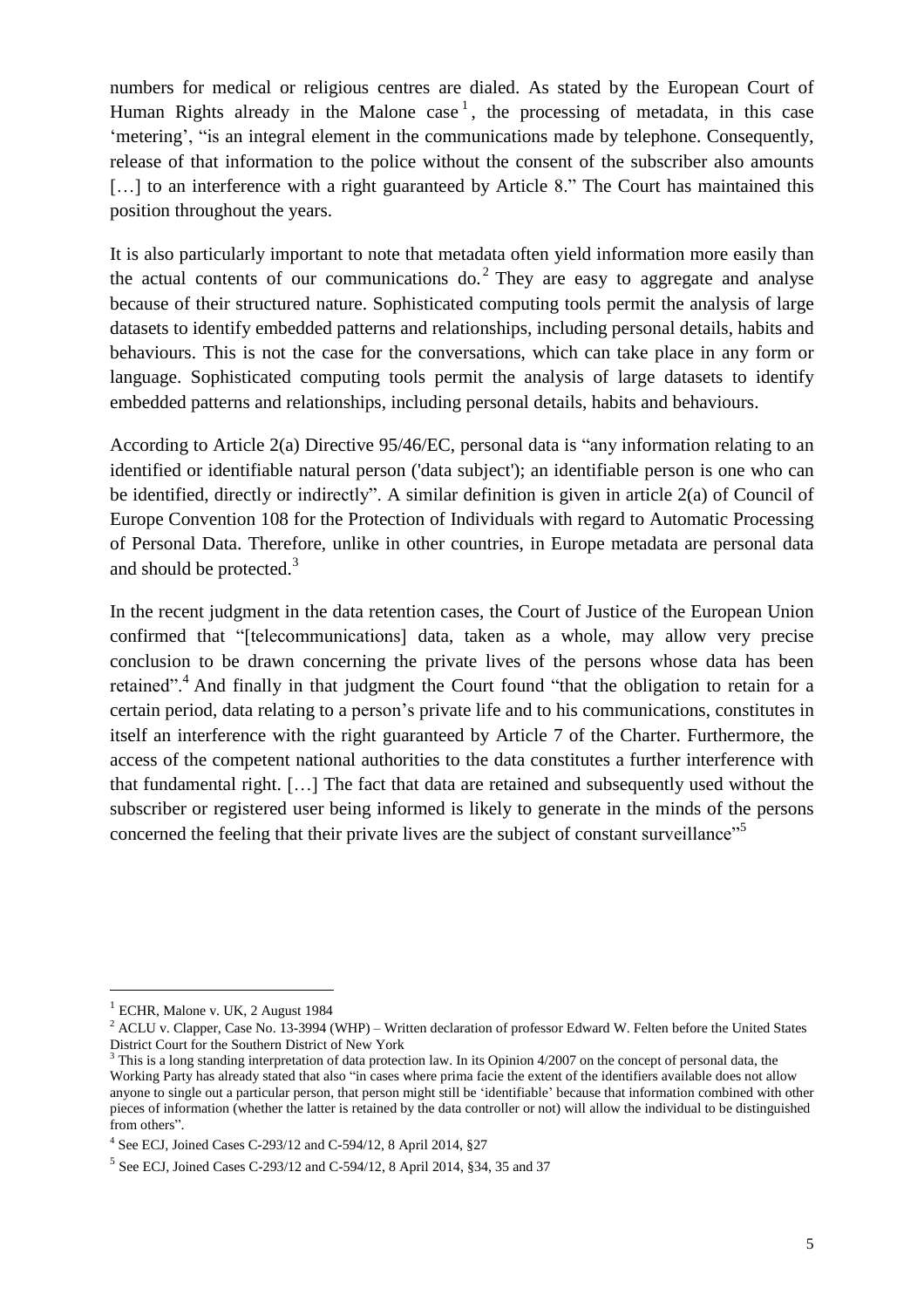numbers for medical or religious centres are dialed. As stated by the European Court of Human Rights already in the Malone case[1], the processing of metadata, in this case 'metering', "is an integral element in the communications made by telephone. Consequently, release of that information to the police without the consent of the subscriber also amounts […] to an interference with a right guaranteed by Article 8." The Court has maintained this position throughout the years.

It is also particularly important to note that metadata often yield information more easily than the actual contents of our communications do.[2] They are easy to aggregate and analyse because of their structured nature. Sophisticated computing tools permit the analysis of large datasets to identify embedded patterns and relationships, including personal details, habits and behaviours. This is not the case for the conversations, which can take place in any form or language. Sophisticated computing tools permit the analysis of large datasets to identify embedded patterns and relationships, including personal details, habits and behaviours.

According to Article 2(a) Directive 95/46/EC, personal data is "any information relating to an identified or identifiable natural person ('data subject'); an identifiable person is one who can be identified, directly or indirectly". A similar definition is given in article 2(a) of Council of Europe Convention 108 for the Protection of Individuals with regard to Automatic Processing of Personal Data. Therefore, unlike in other countries, in Europe metadata are personal data and should be protected.[3]

In the recent judgment in the data retention cases, the Court of Justice of the European Union confirmed that "[telecommunications] data, taken as a whole, may allow very precise conclusion to be drawn concerning the private lives of the persons whose data has been retained".[4] And finally in that judgment the Court found "that the obligation to retain for a certain period, data relating to a person's private life and to his communications, constitutes in itself an interference with the right guaranteed by Article 7 of the Charter. Furthermore, the access of the competent national authorities to the data constitutes a further interference with that fundamental right. […] The fact that data are retained and subsequently used without the subscriber or registered user being informed is likely to generate in the minds of the persons concerned the feeling that their private lives are the subject of constant surveillance"[5]

---

[1] ECHR, Malone v. UK, 2 August 1984

[2] ACLU v. Clapper, Case No. 13-3994 (WHP) – Written declaration of professor Edward W. Felten before the United States District Court for the Southern District of New York

[3] This is a long standing interpretation of data protection law. In its Opinion 4/2007 on the concept of personal data, the Working Party has already stated that also "in cases where prima facie the extent of the identifiers available does not allow anyone to single out a particular person, that person might still be 'identifiable' because that information combined with other pieces of information (whether the latter is retained by the data controller or not) will allow the individual to be distinguished from others".

[4] See ECJ, Joined Cases C-293/12 and C-594/12, 8 April 2014, §27

[5] See ECJ, Joined Cases C-293/12 and C-594/12, 8 April 2014, §34, 35 and 37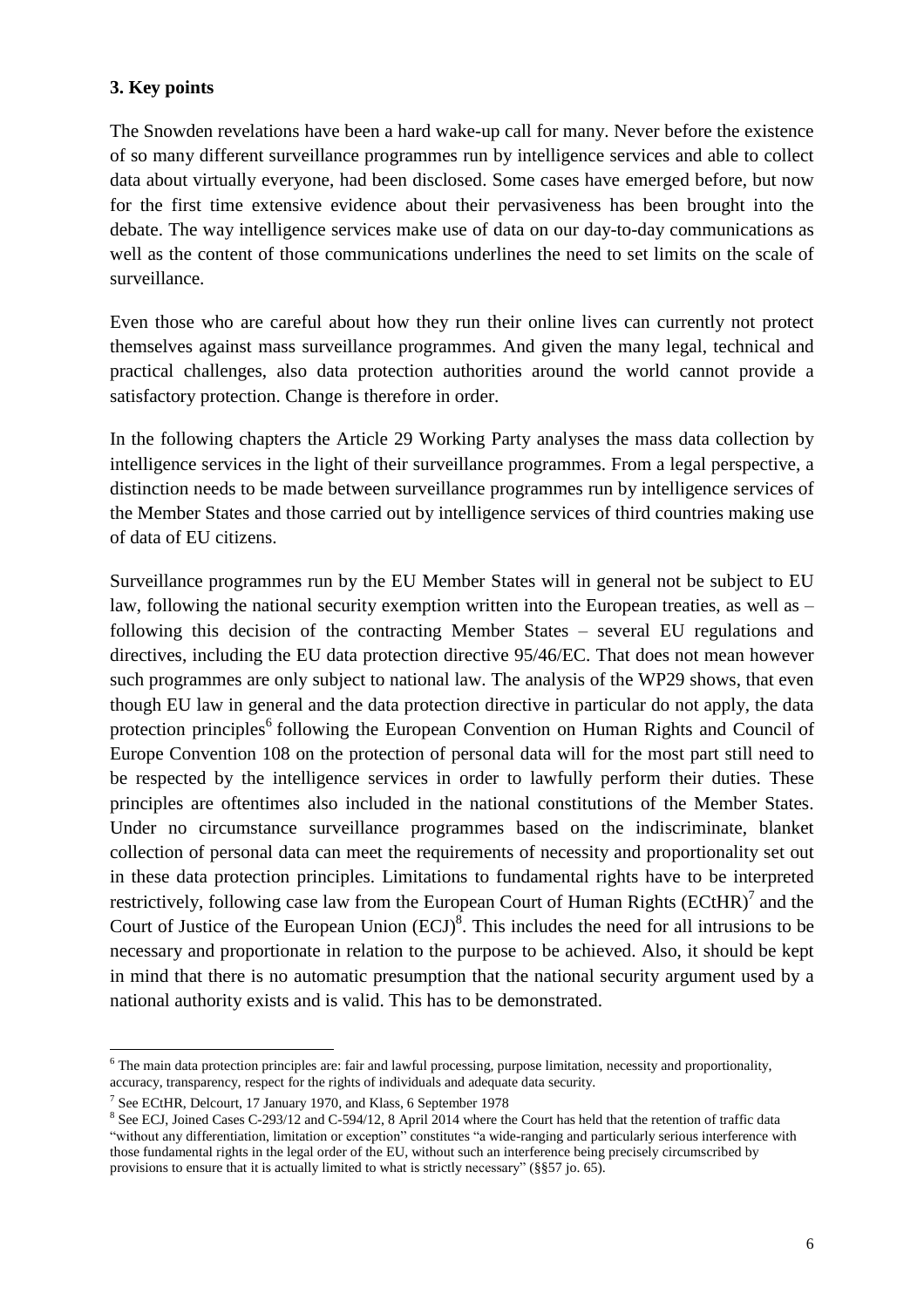### 3. Key points

The Snowden revelations have been a hard wake-up call for many. Never before the existence of so many different surveillance programmes run by intelligence services and able to collect data about virtually everyone, had been disclosed. Some cases have emerged before, but now for the first time extensive evidence about their pervasiveness has been brought into the debate. The way intelligence services make use of data on our day-to-day communications as well as the content of those communications underlines the need to set limits on the scale of surveillance.

Even those who are careful about how they run their online lives can currently not protect themselves against mass surveillance programmes. And given the many legal, technical and practical challenges, also data protection authorities around the world cannot provide a satisfactory protection. Change is therefore in order.

In the following chapters the Article 29 Working Party analyses the mass data collection by intelligence services in the light of their surveillance programmes. From a legal perspective, a distinction needs to be made between surveillance programmes run by intelligence services of the Member States and those carried out by intelligence services of third countries making use of data of EU citizens.

Surveillance programmes run by the EU Member States will in general not be subject to EU law, following the national security exemption written into the European treaties, as well as – following this decision of the contracting Member States – several EU regulations and directives, including the EU data protection directive 95/46/EC. That does not mean however such programmes are only subject to national law. The analysis of the WP29 shows, that even though EU law in general and the data protection directive in particular do not apply, the data protection principles[6] following the European Convention on Human Rights and Council of Europe Convention 108 on the protection of personal data will for the most part still need to be respected by the intelligence services in order to lawfully perform their duties. These principles are oftentimes also included in the national constitutions of the Member States. Under no circumstance surveillance programmes based on the indiscriminate, blanket collection of personal data can meet the requirements of necessity and proportionality set out in these data protection principles. Limitations to fundamental rights have to be interpreted restrictively, following case law from the European Court of Human Rights (ECtHR)[7] and the Court of Justice of the European Union (ECJ)[8]. This includes the need for all intrusions to be necessary and proportionate in relation to the purpose to be achieved. Also, it should be kept in mind that there is no automatic presumption that the national security argument used by a national authority exists and is valid. This has to be demonstrated.

---

[6] The main data protection principles are: fair and lawful processing, purpose limitation, necessity and proportionality, accuracy, transparency, respect for the rights of individuals and adequate data security.

[7] See ECtHR, Delcourt, 17 January 1970, and Klass, 6 September 1978

[8] See ECJ, Joined Cases C-293/12 and C-594/12, 8 April 2014 where the Court has held that the retention of traffic data "without any differentiation, limitation or exception" constitutes "a wide-ranging and particularly serious interference with those fundamental rights in the legal order of the EU, without such an interference being precisely circumscribed by provisions to ensure that it is actually limited to what is strictly necessary" (§§57 jo. 65).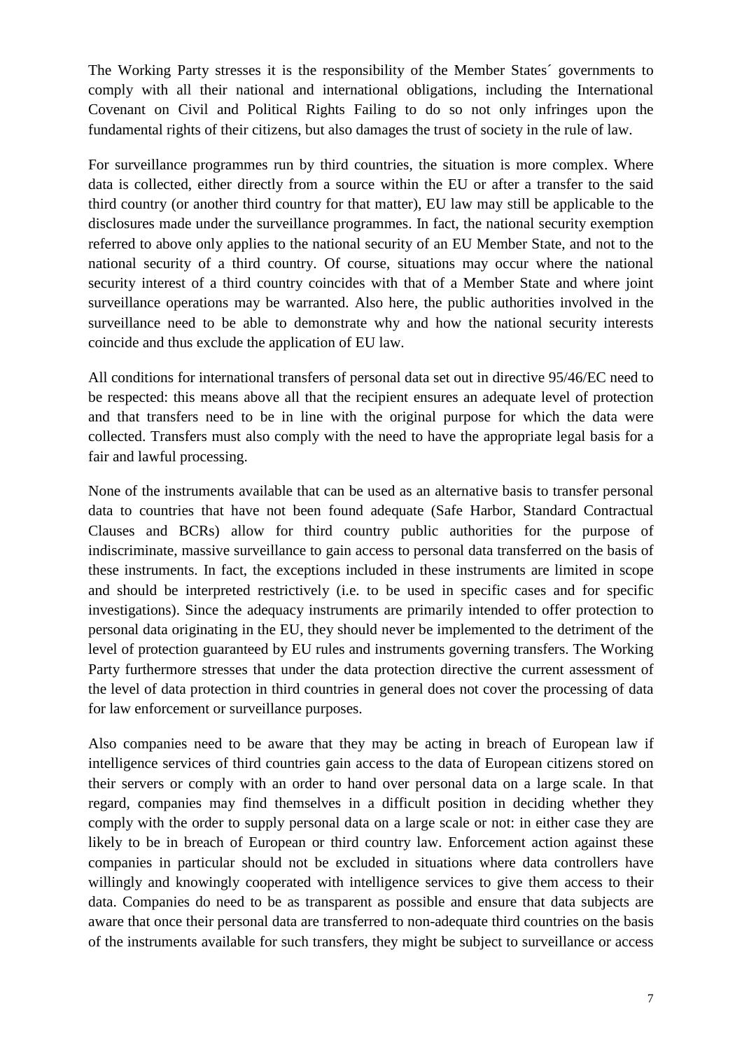The Working Party stresses it is the responsibility of the Member States´ governments to comply with all their national and international obligations, including the International Covenant on Civil and Political Rights Failing to do so not only infringes upon the fundamental rights of their citizens, but also damages the trust of society in the rule of law.

For surveillance programmes run by third countries, the situation is more complex. Where data is collected, either directly from a source within the EU or after a transfer to the said third country (or another third country for that matter), EU law may still be applicable to the disclosures made under the surveillance programmes. In fact, the national security exemption referred to above only applies to the national security of an EU Member State, and not to the national security of a third country. Of course, situations may occur where the national security interest of a third country coincides with that of a Member State and where joint surveillance operations may be warranted. Also here, the public authorities involved in the surveillance need to be able to demonstrate why and how the national security interests coincide and thus exclude the application of EU law.

All conditions for international transfers of personal data set out in directive 95/46/EC need to be respected: this means above all that the recipient ensures an adequate level of protection and that transfers need to be in line with the original purpose for which the data were collected. Transfers must also comply with the need to have the appropriate legal basis for a fair and lawful processing.

None of the instruments available that can be used as an alternative basis to transfer personal data to countries that have not been found adequate (Safe Harbor, Standard Contractual Clauses and BCRs) allow for third country public authorities for the purpose of indiscriminate, massive surveillance to gain access to personal data transferred on the basis of these instruments. In fact, the exceptions included in these instruments are limited in scope and should be interpreted restrictively (i.e. to be used in specific cases and for specific investigations). Since the adequacy instruments are primarily intended to offer protection to personal data originating in the EU, they should never be implemented to the detriment of the level of protection guaranteed by EU rules and instruments governing transfers. The Working Party furthermore stresses that under the data protection directive the current assessment of the level of data protection in third countries in general does not cover the processing of data for law enforcement or surveillance purposes.

Also companies need to be aware that they may be acting in breach of European law if intelligence services of third countries gain access to the data of European citizens stored on their servers or comply with an order to hand over personal data on a large scale. In that regard, companies may find themselves in a difficult position in deciding whether they comply with the order to supply personal data on a large scale or not: in either case they are likely to be in breach of European or third country law. Enforcement action against these companies in particular should not be excluded in situations where data controllers have willingly and knowingly cooperated with intelligence services to give them access to their data. Companies do need to be as transparent as possible and ensure that data subjects are aware that once their personal data are transferred to non-adequate third countries on the basis of the instruments available for such transfers, they might be subject to surveillance or access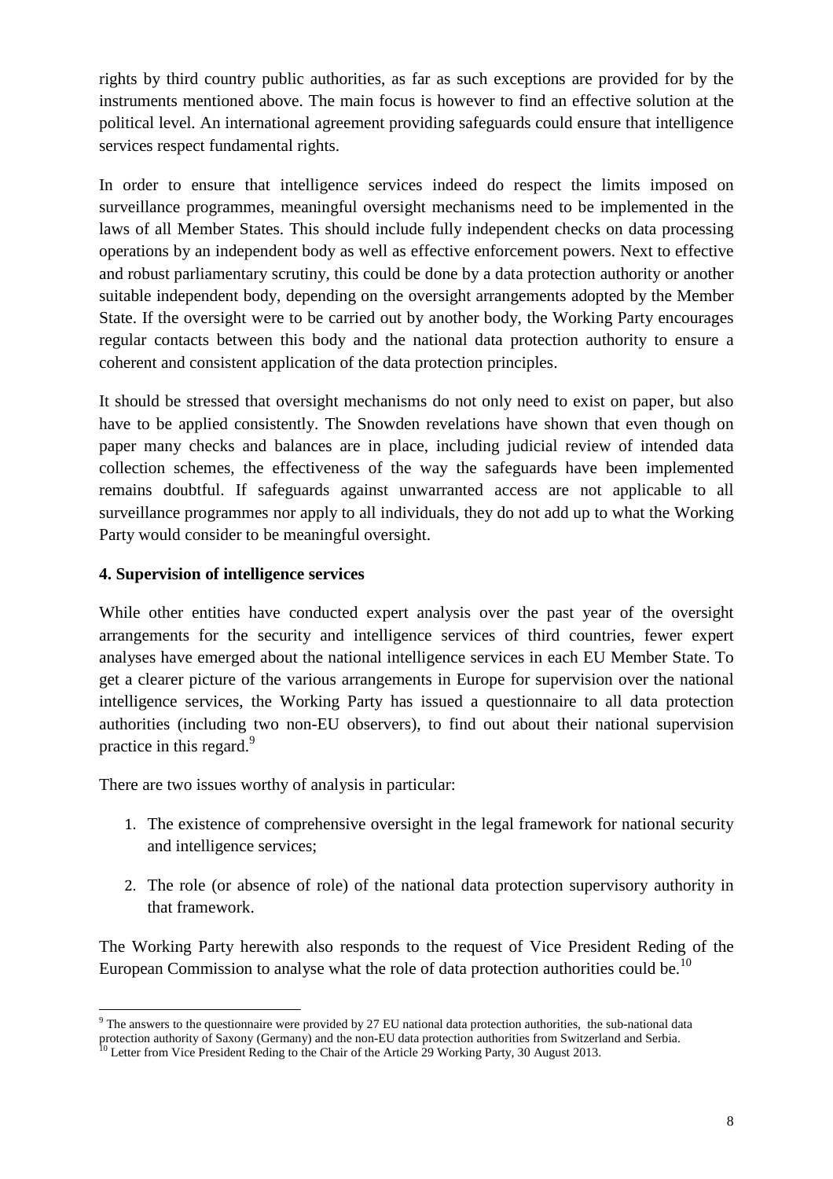rights by third country public authorities, as far as such exceptions are provided for by the instruments mentioned above. The main focus is however to find an effective solution at the political level. An international agreement providing safeguards could ensure that intelligence services respect fundamental rights.

In order to ensure that intelligence services indeed do respect the limits imposed on surveillance programmes, meaningful oversight mechanisms need to be implemented in the laws of all Member States. This should include fully independent checks on data processing operations by an independent body as well as effective enforcement powers. Next to effective and robust parliamentary scrutiny, this could be done by a data protection authority or another suitable independent body, depending on the oversight arrangements adopted by the Member State. If the oversight were to be carried out by another body, the Working Party encourages regular contacts between this body and the national data protection authority to ensure a coherent and consistent application of the data protection principles.

It should be stressed that oversight mechanisms do not only need to exist on paper, but also have to be applied consistently. The Snowden revelations have shown that even though on paper many checks and balances are in place, including judicial review of intended data collection schemes, the effectiveness of the way the safeguards have been implemented remains doubtful. If safeguards against unwarranted access are not applicable to all surveillance programmes nor apply to all individuals, they do not add up to what the Working Party would consider to be meaningful oversight.

**4. Supervision of intelligence services**

While other entities have conducted expert analysis over the past year of the oversight arrangements for the security and intelligence services of third countries, fewer expert analyses have emerged about the national intelligence services in each EU Member State. To get a clearer picture of the various arrangements in Europe for supervision over the national intelligence services, the Working Party has issued a questionnaire to all data protection authorities (including two non-EU observers), to find out about their national supervision practice in this regard.[9]

There are two issues worthy of analysis in particular:

1. The existence of comprehensive oversight in the legal framework for national security and intelligence services;
2. The role (or absence of role) of the national data protection supervisory authority in that framework.

The Working Party herewith also responds to the request of Vice President Reding of the European Commission to analyse what the role of data protection authorities could be.[10]

---

[9] The answers to the questionnaire were provided by 27 EU national data protection authorities, the sub-national data protection authority of Saxony (Germany) and the non-EU data protection authorities from Switzerland and Serbia.

[10] Letter from Vice President Reding to the Chair of the Article 29 Working Party, 30 August 2013.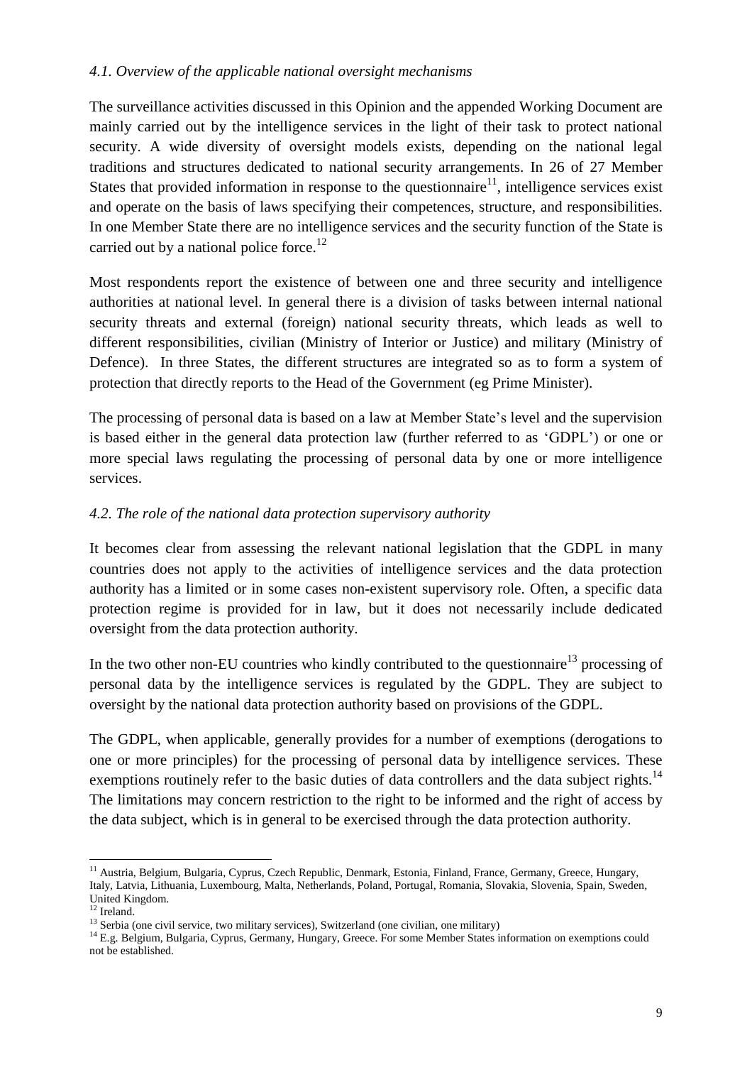*4.1. Overview of the applicable national oversight mechanisms*

The surveillance activities discussed in this Opinion and the appended Working Document are mainly carried out by the intelligence services in the light of their task to protect national security. A wide diversity of oversight models exists, depending on the national legal traditions and structures dedicated to national security arrangements. In 26 of 27 Member States that provided information in response to the questionnaire[11], intelligence services exist and operate on the basis of laws specifying their competences, structure, and responsibilities. In one Member State there are no intelligence services and the security function of the State is carried out by a national police force.[12]

Most respondents report the existence of between one and three security and intelligence authorities at national level. In general there is a division of tasks between internal national security threats and external (foreign) national security threats, which leads as well to different responsibilities, civilian (Ministry of Interior or Justice) and military (Ministry of Defence). In three States, the different structures are integrated so as to form a system of protection that directly reports to the Head of the Government (eg Prime Minister).

The processing of personal data is based on a law at Member State's level and the supervision is based either in the general data protection law (further referred to as 'GDPL') or one or more special laws regulating the processing of personal data by one or more intelligence services.

*4.2. The role of the national data protection supervisory authority*

It becomes clear from assessing the relevant national legislation that the GDPL in many countries does not apply to the activities of intelligence services and the data protection authority has a limited or in some cases non-existent supervisory role. Often, a specific data protection regime is provided for in law, but it does not necessarily include dedicated oversight from the data protection authority.

In the two other non-EU countries who kindly contributed to the questionnaire[13] processing of personal data by the intelligence services is regulated by the GDPL. They are subject to oversight by the national data protection authority based on provisions of the GDPL.

The GDPL, when applicable, generally provides for a number of exemptions (derogations to one or more principles) for the processing of personal data by intelligence services. These exemptions routinely refer to the basic duties of data controllers and the data subject rights.[14] The limitations may concern restriction to the right to be informed and the right of access by the data subject, which is in general to be exercised through the data protection authority.

---

[11] Austria, Belgium, Bulgaria, Cyprus, Czech Republic, Denmark, Estonia, Finland, France, Germany, Greece, Hungary, Italy, Latvia, Lithuania, Luxembourg, Malta, Netherlands, Poland, Portugal, Romania, Slovakia, Slovenia, Spain, Sweden, United Kingdom.

[12] Ireland.

[13] Serbia (one civil service, two military services), Switzerland (one civilian, one military)

[14] E.g. Belgium, Bulgaria, Cyprus, Germany, Hungary, Greece. For some Member States information on exemptions could not be established.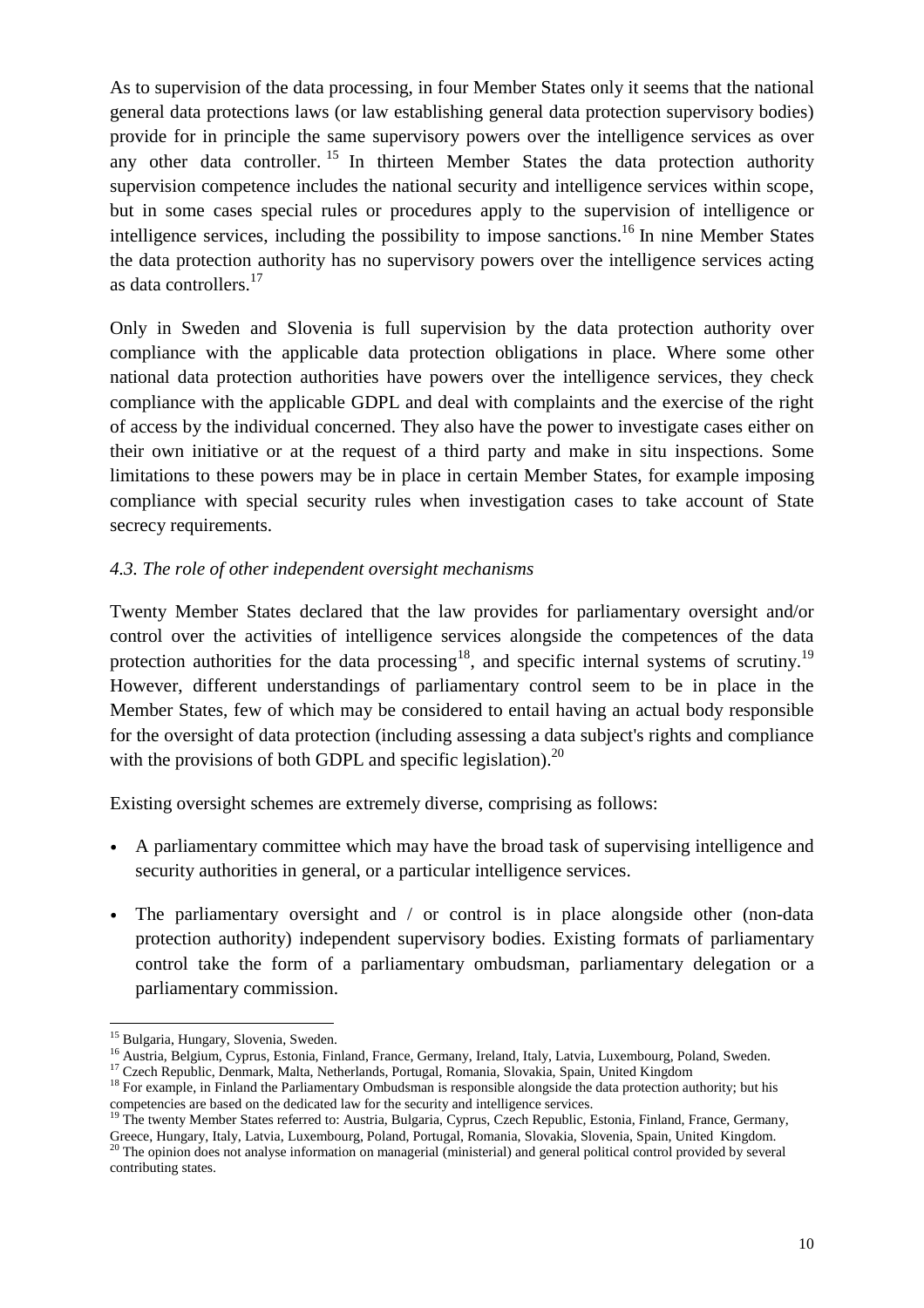As to supervision of the data processing, in four Member States only it seems that the national general data protections laws (or law establishing general data protection supervisory bodies) provide for in principle the same supervisory powers over the intelligence services as over any other data controller. [15] In thirteen Member States the data protection authority supervision competence includes the national security and intelligence services within scope, but in some cases special rules or procedures apply to the supervision of intelligence or intelligence services, including the possibility to impose sanctions.[16] In nine Member States the data protection authority has no supervisory powers over the intelligence services acting as data controllers.[17]

Only in Sweden and Slovenia is full supervision by the data protection authority over compliance with the applicable data protection obligations in place. Where some other national data protection authorities have powers over the intelligence services, they check compliance with the applicable GDPL and deal with complaints and the exercise of the right of access by the individual concerned. They also have the power to investigate cases either on their own initiative or at the request of a third party and make in situ inspections. Some limitations to these powers may be in place in certain Member States, for example imposing compliance with special security rules when investigation cases to take account of State secrecy requirements.

### *4.3. The role of other independent oversight mechanisms*

Twenty Member States declared that the law provides for parliamentary oversight and/or control over the activities of intelligence services alongside the competences of the data protection authorities for the data processing[18], and specific internal systems of scrutiny.[19] However, different understandings of parliamentary control seem to be in place in the Member States, few of which may be considered to entail having an actual body responsible for the oversight of data protection (including assessing a data subject's rights and compliance with the provisions of both GDPL and specific legislation).[20]

Existing oversight schemes are extremely diverse, comprising as follows:

- A parliamentary committee which may have the broad task of supervising intelligence and security authorities in general, or a particular intelligence services.
- The parliamentary oversight and / or control is in place alongside other (non-data protection authority) independent supervisory bodies. Existing formats of parliamentary control take the form of a parliamentary ombudsman, parliamentary delegation or a parliamentary commission.

---

[15] Bulgaria, Hungary, Slovenia, Sweden.

[16] Austria, Belgium, Cyprus, Estonia, Finland, France, Germany, Ireland, Italy, Latvia, Luxembourg, Poland, Sweden.

[17] Czech Republic, Denmark, Malta, Netherlands, Portugal, Romania, Slovakia, Spain, United Kingdom

[18] For example, in Finland the Parliamentary Ombudsman is responsible alongside the data protection authority; but his competencies are based on the dedicated law for the security and intelligence services.

[19] The twenty Member States referred to: Austria, Bulgaria, Cyprus, Czech Republic, Estonia, Finland, France, Germany, Greece, Hungary, Italy, Latvia, Luxembourg, Poland, Portugal, Romania, Slovakia, Slovenia, Spain, United Kingdom.

[20] The opinion does not analyse information on managerial (ministerial) and general political control provided by several contributing states.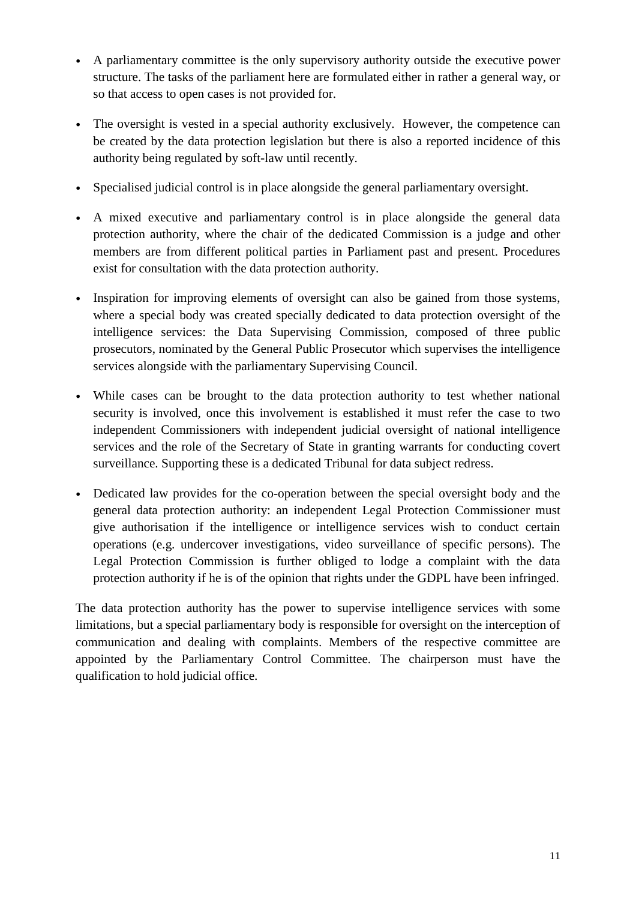- A parliamentary committee is the only supervisory authority outside the executive power structure. The tasks of the parliament here are formulated either in rather a general way, or so that access to open cases is not provided for.

- The oversight is vested in a special authority exclusively. However, the competence can be created by the data protection legislation but there is also a reported incidence of this authority being regulated by soft-law until recently.

- Specialised judicial control is in place alongside the general parliamentary oversight.

- A mixed executive and parliamentary control is in place alongside the general data protection authority, where the chair of the dedicated Commission is a judge and other members are from different political parties in Parliament past and present. Procedures exist for consultation with the data protection authority.

- Inspiration for improving elements of oversight can also be gained from those systems, where a special body was created specially dedicated to data protection oversight of the intelligence services: the Data Supervising Commission, composed of three public prosecutors, nominated by the General Public Prosecutor which supervises the intelligence services alongside with the parliamentary Supervising Council.

- While cases can be brought to the data protection authority to test whether national security is involved, once this involvement is established it must refer the case to two independent Commissioners with independent judicial oversight of national intelligence services and the role of the Secretary of State in granting warrants for conducting covert surveillance. Supporting these is a dedicated Tribunal for data subject redress.

- Dedicated law provides for the co-operation between the special oversight body and the general data protection authority: an independent Legal Protection Commissioner must give authorisation if the intelligence or intelligence services wish to conduct certain operations (e.g. undercover investigations, video surveillance of specific persons). The Legal Protection Commission is further obliged to lodge a complaint with the data protection authority if he is of the opinion that rights under the GDPL have been infringed.

The data protection authority has the power to supervise intelligence services with some limitations, but a special parliamentary body is responsible for oversight on the interception of communication and dealing with complaints. Members of the respective committee are appointed by the Parliamentary Control Committee. The chairperson must have the qualification to hold judicial office.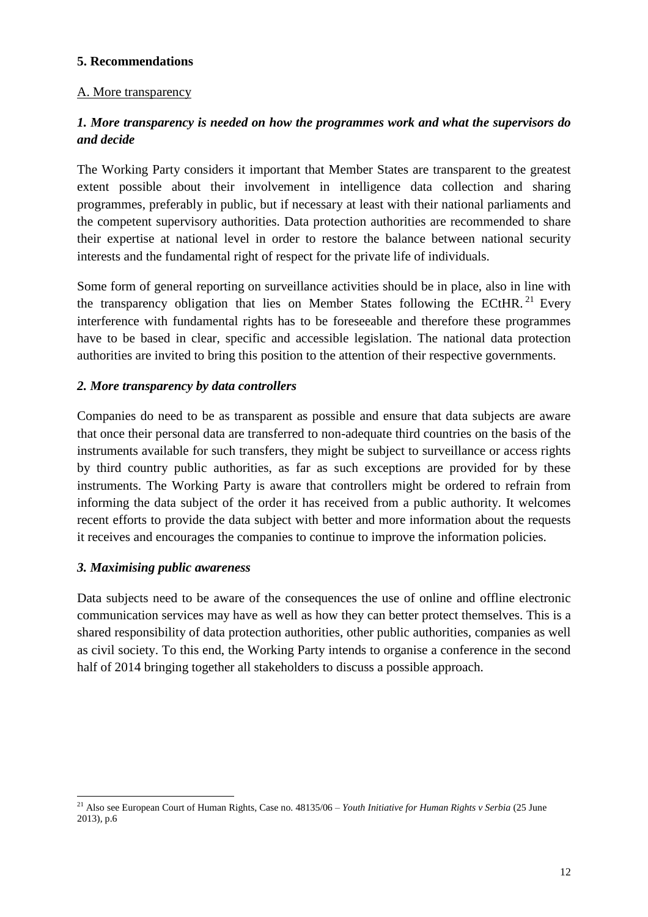**5. Recommendations**

A. More transparency

***1. More transparency is needed on how the programmes work and what the supervisors do and decide***

The Working Party considers it important that Member States are transparent to the greatest extent possible about their involvement in intelligence data collection and sharing programmes, preferably in public, but if necessary at least with their national parliaments and the competent supervisory authorities. Data protection authorities are recommended to share their expertise at national level in order to restore the balance between national security interests and the fundamental right of respect for the private life of individuals.

Some form of general reporting on surveillance activities should be in place, also in line with the transparency obligation that lies on Member States following the ECtHR.[21] Every interference with fundamental rights has to be foreseeable and therefore these programmes have to be based in clear, specific and accessible legislation. The national data protection authorities are invited to bring this position to the attention of their respective governments.

***2. More transparency by data controllers***

Companies do need to be as transparent as possible and ensure that data subjects are aware that once their personal data are transferred to non-adequate third countries on the basis of the instruments available for such transfers, they might be subject to surveillance or access rights by third country public authorities, as far as such exceptions are provided for by these instruments. The Working Party is aware that controllers might be ordered to refrain from informing the data subject of the order it has received from a public authority. It welcomes recent efforts to provide the data subject with better and more information about the requests it receives and encourages the companies to continue to improve the information policies.

***3. Maximising public awareness***

Data subjects need to be aware of the consequences the use of online and offline electronic communication services may have as well as how they can better protect themselves. This is a shared responsibility of data protection authorities, other public authorities, companies as well as civil society. To this end, the Working Party intends to organise a conference in the second half of 2014 bringing together all stakeholders to discuss a possible approach.

---

[21] Also see European Court of Human Rights, Case no. 48135/06 – *Youth Initiative for Human Rights v Serbia* (25 June 2013), p.6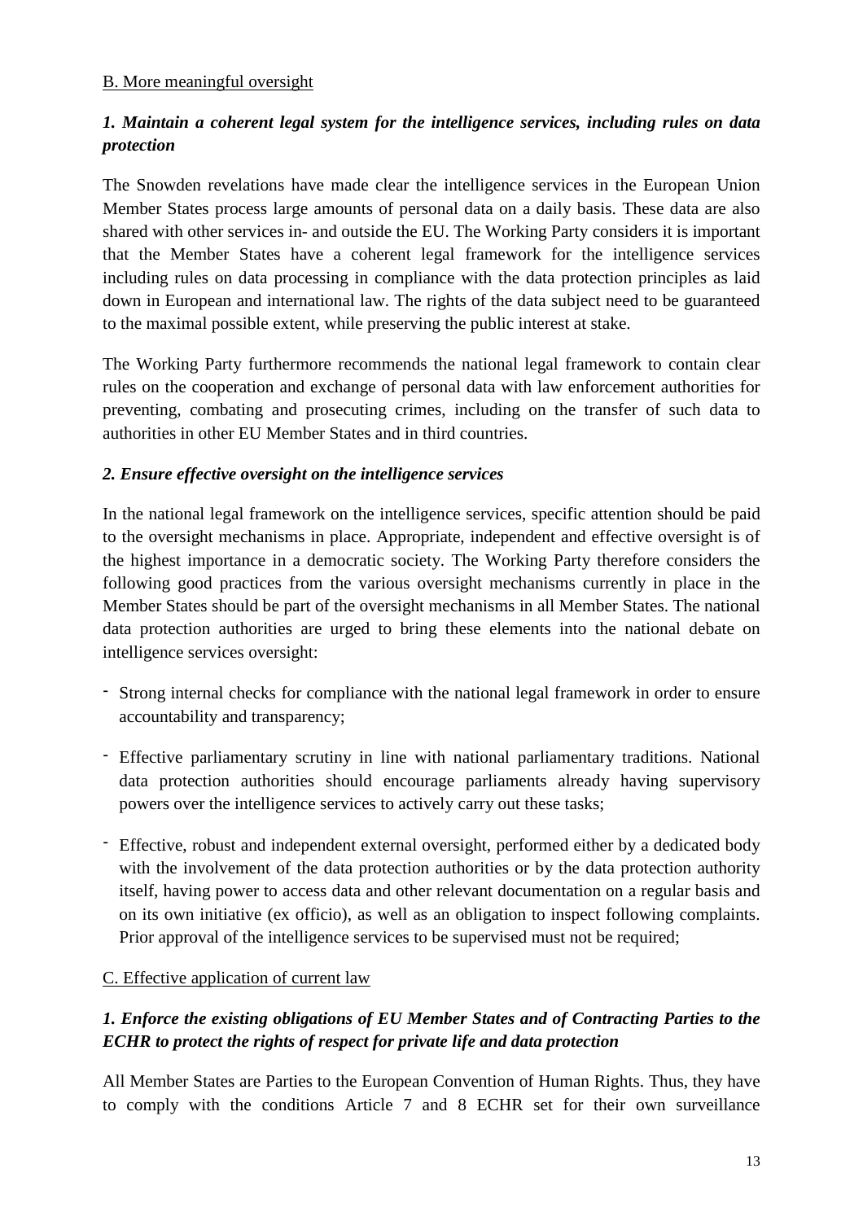B. More meaningful oversight

### *1. Maintain a coherent legal system for the intelligence services, including rules on data protection*

The Snowden revelations have made clear the intelligence services in the European Union Member States process large amounts of personal data on a daily basis. These data are also shared with other services in- and outside the EU. The Working Party considers it is important that the Member States have a coherent legal framework for the intelligence services including rules on data processing in compliance with the data protection principles as laid down in European and international law. The rights of the data subject need to be guaranteed to the maximal possible extent, while preserving the public interest at stake.

The Working Party furthermore recommends the national legal framework to contain clear rules on the cooperation and exchange of personal data with law enforcement authorities for preventing, combating and prosecuting crimes, including on the transfer of such data to authorities in other EU Member States and in third countries.

### *2. Ensure effective oversight on the intelligence services*

In the national legal framework on the intelligence services, specific attention should be paid to the oversight mechanisms in place. Appropriate, independent and effective oversight is of the highest importance in a democratic society. The Working Party therefore considers the following good practices from the various oversight mechanisms currently in place in the Member States should be part of the oversight mechanisms in all Member States. The national data protection authorities are urged to bring these elements into the national debate on intelligence services oversight:

- Strong internal checks for compliance with the national legal framework in order to ensure accountability and transparency;
- Effective parliamentary scrutiny in line with national parliamentary traditions. National data protection authorities should encourage parliaments already having supervisory powers over the intelligence services to actively carry out these tasks;
- Effective, robust and independent external oversight, performed either by a dedicated body with the involvement of the data protection authorities or by the data protection authority itself, having power to access data and other relevant documentation on a regular basis and on its own initiative (ex officio), as well as an obligation to inspect following complaints. Prior approval of the intelligence services to be supervised must not be required;

C. Effective application of current law

### *1. Enforce the existing obligations of EU Member States and of Contracting Parties to the ECHR to protect the rights of respect for private life and data protection*

All Member States are Parties to the European Convention of Human Rights. Thus, they have to comply with the conditions Article 7 and 8 ECHR set for their own surveillance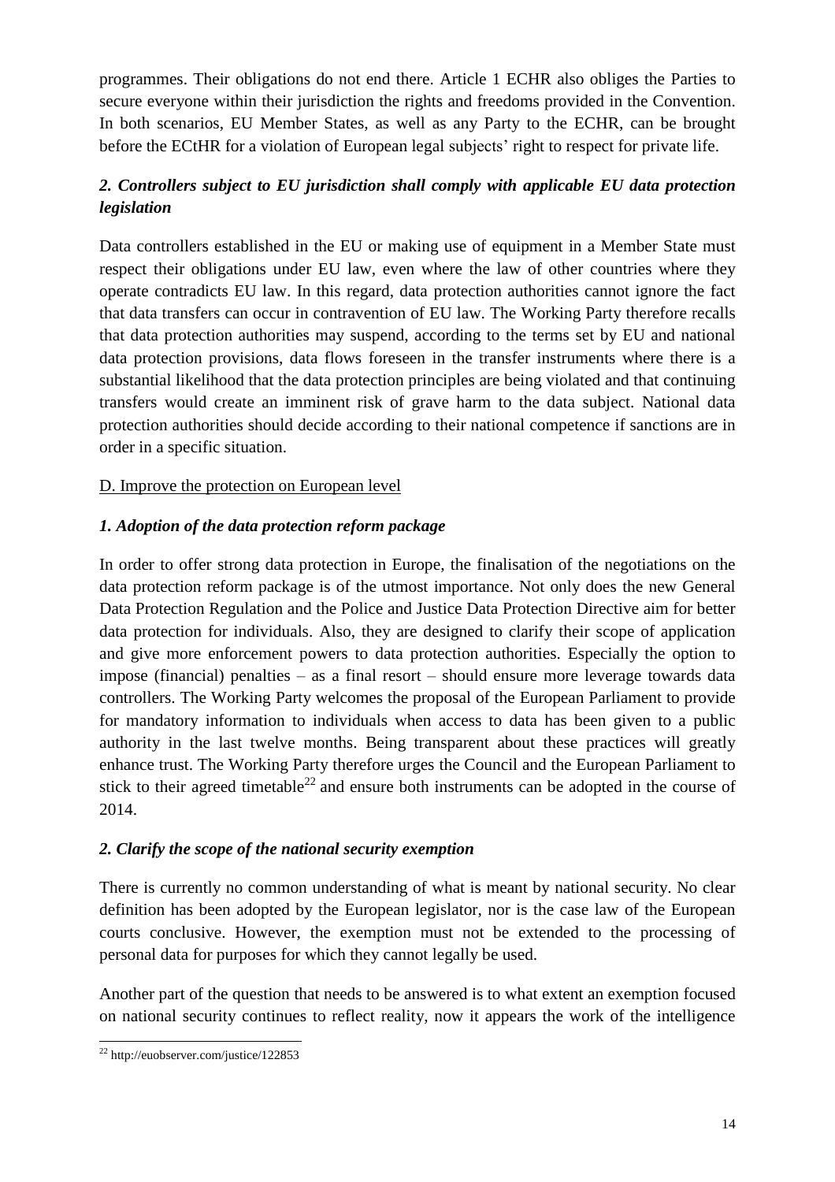programmes. Their obligations do not end there. Article 1 ECHR also obliges the Parties to secure everyone within their jurisdiction the rights and freedoms provided in the Convention. In both scenarios, EU Member States, as well as any Party to the ECHR, can be brought before the ECtHR for a violation of European legal subjects' right to respect for private life.

### *2. Controllers subject to EU jurisdiction shall comply with applicable EU data protection legislation*

Data controllers established in the EU or making use of equipment in a Member State must respect their obligations under EU law, even where the law of other countries where they operate contradicts EU law. In this regard, data protection authorities cannot ignore the fact that data transfers can occur in contravention of EU law. The Working Party therefore recalls that data protection authorities may suspend, according to the terms set by EU and national data protection provisions, data flows foreseen in the transfer instruments where there is a substantial likelihood that the data protection principles are being violated and that continuing transfers would create an imminent risk of grave harm to the data subject. National data protection authorities should decide according to their national competence if sanctions are in order in a specific situation.

## D. Improve the protection on European level

### *1. Adoption of the data protection reform package*

In order to offer strong data protection in Europe, the finalisation of the negotiations on the data protection reform package is of the utmost importance. Not only does the new General Data Protection Regulation and the Police and Justice Data Protection Directive aim for better data protection for individuals. Also, they are designed to clarify their scope of application and give more enforcement powers to data protection authorities. Especially the option to impose (financial) penalties – as a final resort – should ensure more leverage towards data controllers. The Working Party welcomes the proposal of the European Parliament to provide for mandatory information to individuals when access to data has been given to a public authority in the last twelve months. Being transparent about these practices will greatly enhance trust. The Working Party therefore urges the Council and the European Parliament to stick to their agreed timetable[22] and ensure both instruments can be adopted in the course of 2014.

### *2. Clarify the scope of the national security exemption*

There is currently no common understanding of what is meant by national security. No clear definition has been adopted by the European legislator, nor is the case law of the European courts conclusive. However, the exemption must not be extended to the processing of personal data for purposes for which they cannot legally be used.

Another part of the question that needs to be answered is to what extent an exemption focused on national security continues to reflect reality, now it appears the work of the intelligence

---

[22] http://euobserver.com/justice/122853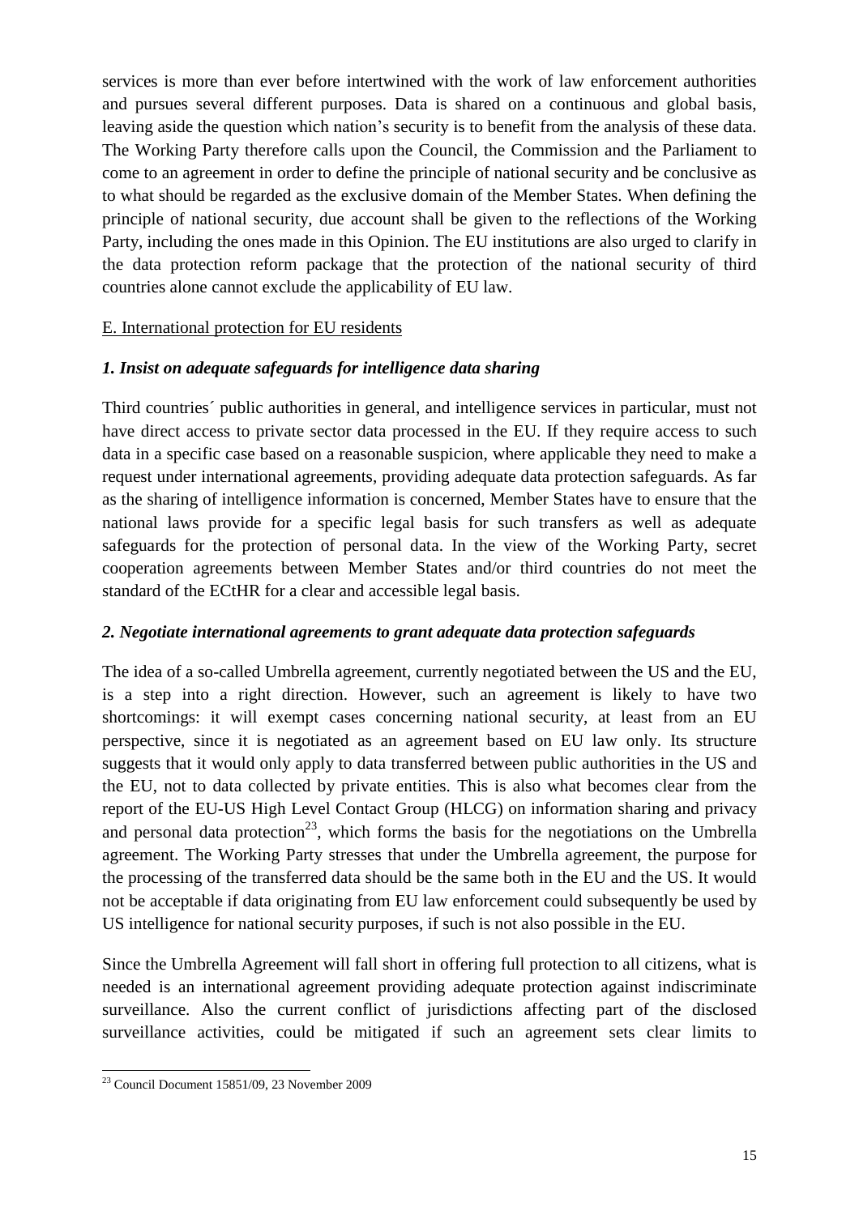services is more than ever before intertwined with the work of law enforcement authorities and pursues several different purposes. Data is shared on a continuous and global basis, leaving aside the question which nation's security is to benefit from the analysis of these data. The Working Party therefore calls upon the Council, the Commission and the Parliament to come to an agreement in order to define the principle of national security and be conclusive as to what should be regarded as the exclusive domain of the Member States. When defining the principle of national security, due account shall be given to the reflections of the Working Party, including the ones made in this Opinion. The EU institutions are also urged to clarify in the data protection reform package that the protection of the national security of third countries alone cannot exclude the applicability of EU law.

E. International protection for EU residents

### *1. Insist on adequate safeguards for intelligence data sharing*

Third countries´ public authorities in general, and intelligence services in particular, must not have direct access to private sector data processed in the EU. If they require access to such data in a specific case based on a reasonable suspicion, where applicable they need to make a request under international agreements, providing adequate data protection safeguards. As far as the sharing of intelligence information is concerned, Member States have to ensure that the national laws provide for a specific legal basis for such transfers as well as adequate safeguards for the protection of personal data. In the view of the Working Party, secret cooperation agreements between Member States and/or third countries do not meet the standard of the ECtHR for a clear and accessible legal basis.

### *2. Negotiate international agreements to grant adequate data protection safeguards*

The idea of a so-called Umbrella agreement, currently negotiated between the US and the EU, is a step into a right direction. However, such an agreement is likely to have two shortcomings: it will exempt cases concerning national security, at least from an EU perspective, since it is negotiated as an agreement based on EU law only. Its structure suggests that it would only apply to data transferred between public authorities in the US and the EU, not to data collected by private entities. This is also what becomes clear from the report of the EU-US High Level Contact Group (HLCG) on information sharing and privacy and personal data protection[23], which forms the basis for the negotiations on the Umbrella agreement. The Working Party stresses that under the Umbrella agreement, the purpose for the processing of the transferred data should be the same both in the EU and the US. It would not be acceptable if data originating from EU law enforcement could subsequently be used by US intelligence for national security purposes, if such is not also possible in the EU.

Since the Umbrella Agreement will fall short in offering full protection to all citizens, what is needed is an international agreement providing adequate protection against indiscriminate surveillance. Also the current conflict of jurisdictions affecting part of the disclosed surveillance activities, could be mitigated if such an agreement sets clear limits to

---

[23] Council Document 15851/09, 23 November 2009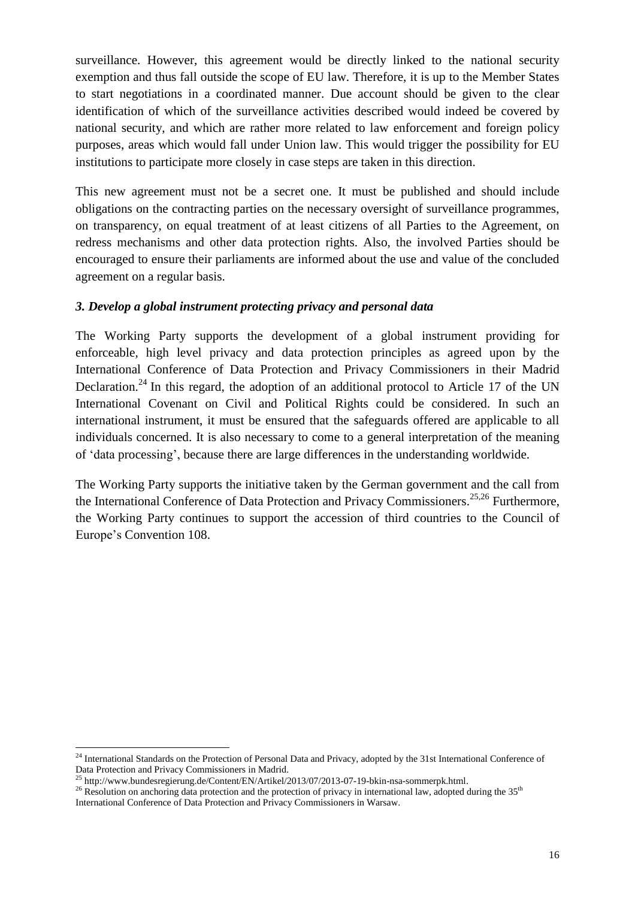surveillance. However, this agreement would be directly linked to the national security exemption and thus fall outside the scope of EU law. Therefore, it is up to the Member States to start negotiations in a coordinated manner. Due account should be given to the clear identification of which of the surveillance activities described would indeed be covered by national security, and which are rather more related to law enforcement and foreign policy purposes, areas which would fall under Union law. This would trigger the possibility for EU institutions to participate more closely in case steps are taken in this direction.

This new agreement must not be a secret one. It must be published and should include obligations on the contracting parties on the necessary oversight of surveillance programmes, on transparency, on equal treatment of at least citizens of all Parties to the Agreement, on redress mechanisms and other data protection rights. Also, the involved Parties should be encouraged to ensure their parliaments are informed about the use and value of the concluded agreement on a regular basis.

### *3. Develop a global instrument protecting privacy and personal data*

The Working Party supports the development of a global instrument providing for enforceable, high level privacy and data protection principles as agreed upon by the International Conference of Data Protection and Privacy Commissioners in their Madrid Declaration.[24] In this regard, the adoption of an additional protocol to Article 17 of the UN International Covenant on Civil and Political Rights could be considered. In such an international instrument, it must be ensured that the safeguards offered are applicable to all individuals concerned. It is also necessary to come to a general interpretation of the meaning of 'data processing', because there are large differences in the understanding worldwide.

The Working Party supports the initiative taken by the German government and the call from the International Conference of Data Protection and Privacy Commissioners.[25,26] Furthermore, the Working Party continues to support the accession of third countries to the Council of Europe's Convention 108.

---

[24] International Standards on the Protection of Personal Data and Privacy, adopted by the 31st International Conference of Data Protection and Privacy Commissioners in Madrid.

[25] http://www.bundesregierung.de/Content/EN/Artikel/2013/07/2013-07-19-bkin-nsa-sommerpk.html.

[26] Resolution on anchoring data protection and the protection of privacy in international law, adopted during the 35th International Conference of Data Protection and Privacy Commissioners in Warsaw.